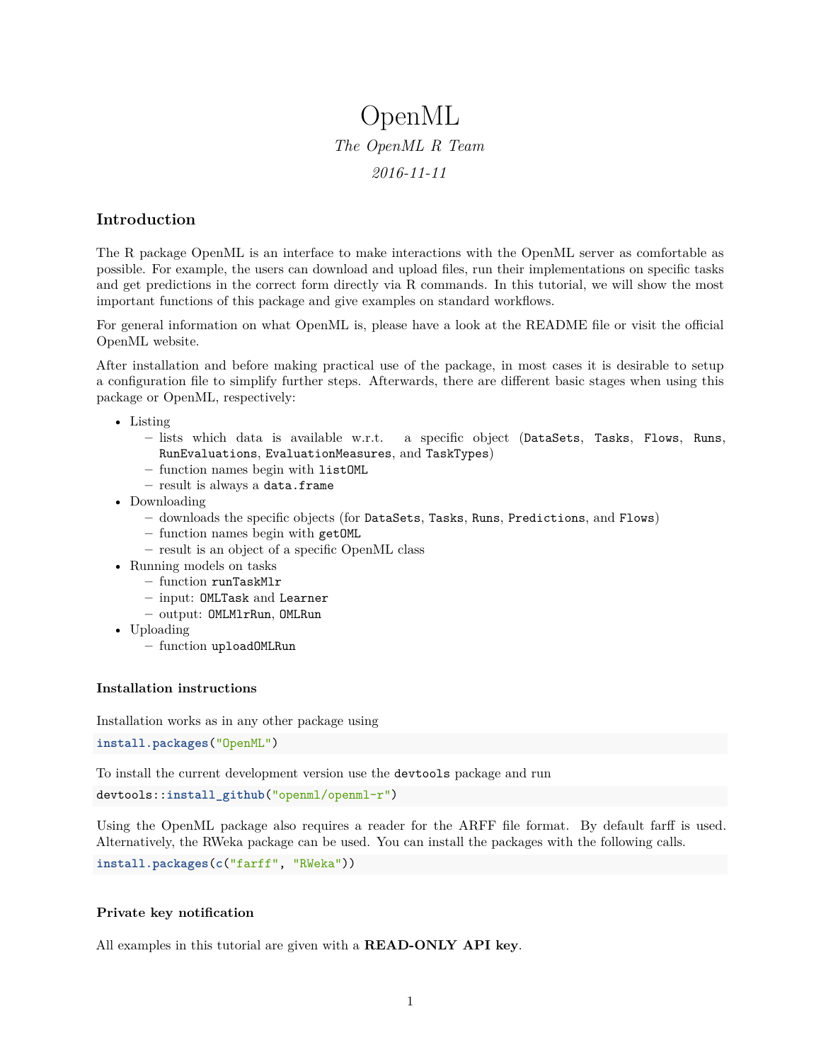# OpenML

*The OpenML R Team*

*2016-11-11*

## Introduction

The R package OpenML is an interface to make interactions with the OpenML server as comfortable as possible. For example, the users can download and upload files, run their implementations on specific tasks and get predictions in the correct form directly via R commands. In this tutorial, we will show the most important functions of this package and give examples on standard workflows.

For general information on what OpenML is, please have a look at the README file or visit the official OpenML website.

After installation and before making practical use of the package, in most cases it is desirable to setup a configuration file to simplify further steps. Afterwards, there are different basic stages when using this package or OpenML, respectively:

- Listing
  - lists which data is available w.r.t. a specific object (`DataSets`, `Tasks`, `Flows`, `Runs`, `RunEvaluations`, `EvaluationMeasures`, and `TaskTypes`)
  - function names begin with `listOML`
  - result is always a `data.frame`
- Downloading
  - downloads the specific objects (for `DataSets`, `Tasks`, `Runs`, `Predictions`, and `Flows`)
  - function names begin with `getOML`
  - result is an object of a specific OpenML class
- Running models on tasks
  - function `runTaskMlr`
  - input: `OMLTask` and `Learner`
  - output: `OMLMlrRun`, `OMLRun`
- Uploading
  - function `uploadOMLRun`

### Installation instructions

Installation works as in any other package using

```
install.packages("OpenML")
```

To install the current development version use the `devtools` package and run

```
devtools::install_github("openml/openml-r")
```

Using the OpenML package also requires a reader for the ARFF file format. By default farff is used. Alternatively, the RWeka package can be used. You can install the packages with the following calls.

```
install.packages(c("farff", "RWeka"))
```

### Private key notification

All examples in this tutorial are given with a **READ-ONLY API key**.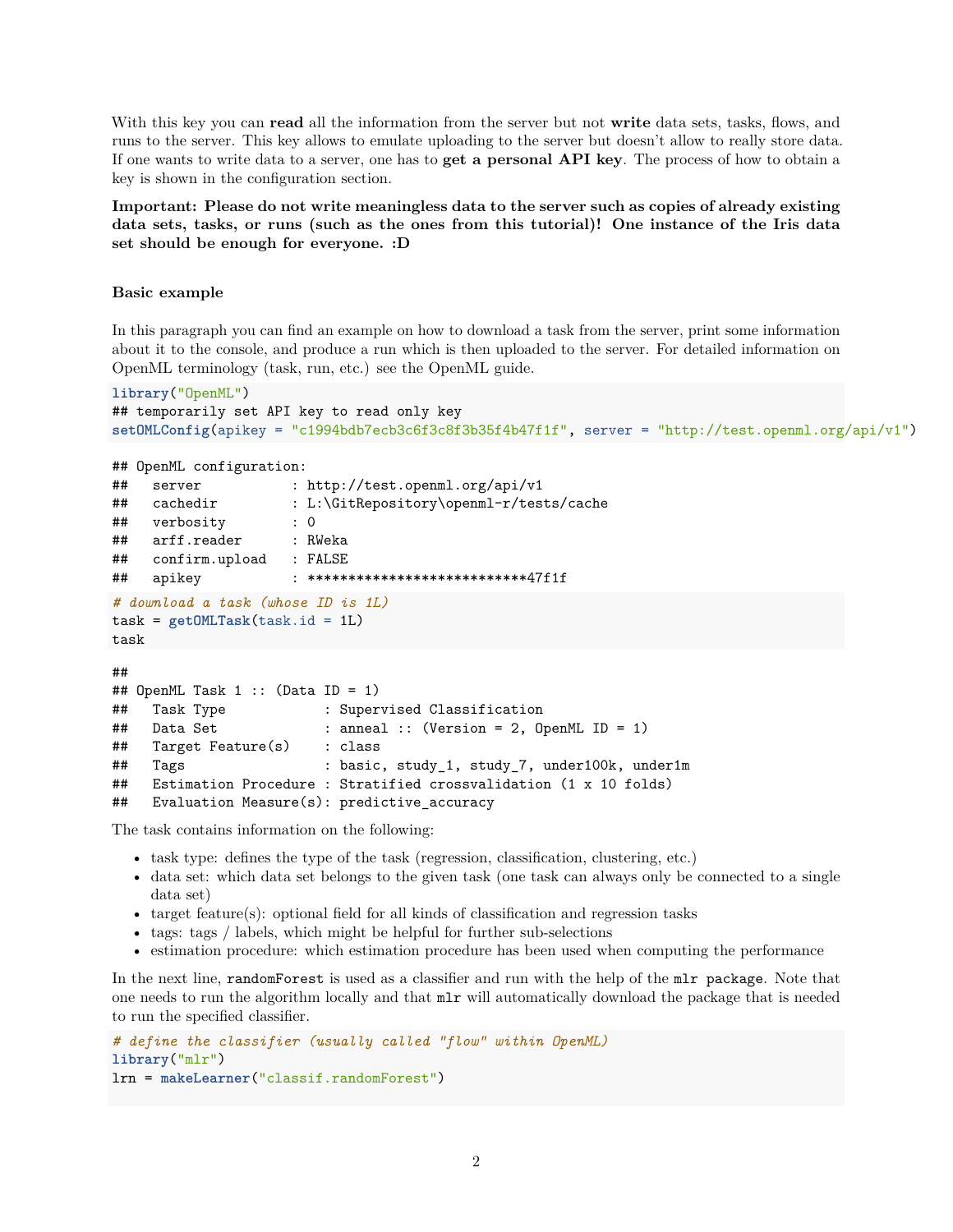With this key you can **read** all the information from the server but not **write** data sets, tasks, flows, and runs to the server. This key allows to emulate uploading to the server but doesn't allow to really store data. If one wants to write data to a server, one has to **get a personal API key**. The process of how to obtain a key is shown in the configuration section.

**Important: Please do not write meaningless data to the server such as copies of already existing data sets, tasks, or runs (such as the ones from this tutorial)! One instance of the Iris data set should be enough for everyone. :D**

### Basic example

In this paragraph you can find an example on how to download a task from the server, print some information about it to the console, and produce a run which is then uploaded to the server. For detailed information on OpenML terminology (task, run, etc.) see the OpenML guide.

```
library("OpenML")
## temporarily set API key to read only key
setOMLConfig(apikey = "c1994bdb7ecb3c6f3c8f3b35f4b47f1f", server = "http://test.openml.org/api/v1")

## OpenML configuration:
##   server           : http://test.openml.org/api/v1
##   cachedir         : L:\GitRepository\openml-r/tests/cache
##   verbosity        : 0
##   arff.reader      : RWeka
##   confirm.upload   : FALSE
##   apikey           : ***************************47f1f
```

```
# download a task (whose ID is 1L)
task = getOMLTask(task.id = 1L)
task

##
## OpenML Task 1 :: (Data ID = 1)
##   Task Type            : Supervised Classification
##   Data Set             : anneal :: (Version = 2, OpenML ID = 1)
##   Target Feature(s)    : class
##   Tags                 : basic, study_1, study_7, under100k, under1m
##   Estimation Procedure : Stratified crossvalidation (1 x 10 folds)
##   Evaluation Measure(s): predictive_accuracy
```

The task contains information on the following:

- task type: defines the type of the task (regression, classification, clustering, etc.)
- data set: which data set belongs to the given task (one task can always only be connected to a single data set)
- target feature(s): optional field for all kinds of classification and regression tasks
- tags: tags / labels, which might be helpful for further sub-selections
- estimation procedure: which estimation procedure has been used when computing the performance

In the next line, `randomForest` is used as a classifier and run with the help of the `mlr package`. Note that one needs to run the algorithm locally and that `mlr` will automatically download the package that is needed to run the specified classifier.

```
# define the classifier (usually called "flow" within OpenML)
library("mlr")
lrn = makeLearner("classif.randomForest")
```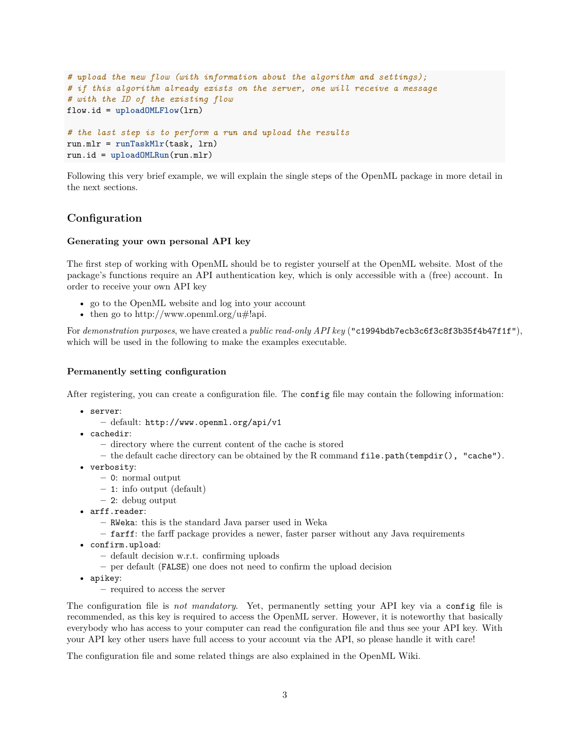```r
# upload the new flow (with information about the algorithm and settings);
# if this algorithm already exists on the server, one will receive a message
# with the ID of the existing flow
flow.id = uploadOMLFlow(lrn)

# the last step is to perform a run and upload the results
run.mlr = runTaskMlr(task, lrn)
run.id = uploadOMLRun(run.mlr)
```

Following this very brief example, we will explain the single steps of the OpenML package in more detail in the next sections.

## Configuration

### Generating your own personal API key

The first step of working with OpenML should be to register yourself at the OpenML website. Most of the package's functions require an API authentication key, which is only accessible with a (free) account. In order to receive your own API key

- go to the OpenML website and log into your account
- then go to http://www.openml.org/u#!api.

For *demonstration purposes*, we have created a *public read-only API key* (`"c1994bdb7ecb3c6f3c8f3b35f4b47f1f"`), which will be used in the following to make the examples executable.

### Permanently setting configuration

After registering, you can create a configuration file. The `config` file may contain the following information:

- `server`:
  - default: `http://www.openml.org/api/v1`
- `cachedir`:
  - directory where the current content of the cache is stored
  - the default cache directory can be obtained by the R command `file.path(tempdir(), "cache")`.
- `verbosity`:
  - `0`: normal output
  - `1`: info output (default)
  - `2`: debug output
- `arff.reader`:
  - `RWeka`: this is the standard Java parser used in Weka
  - `farff`: the farff package provides a newer, faster parser without any Java requirements
- `confirm.upload`:
  - default decision w.r.t. confirming uploads
  - per default (`FALSE`) one does not need to confirm the upload decision
- `apikey`:
  - required to access the server

The configuration file is *not mandatory*. Yet, permanently setting your API key via a `config` file is recommended, as this key is required to access the OpenML server. However, it is noteworthy that basically everybody who has access to your computer can read the configuration file and thus see your API key. With your API key other users have full access to your account via the API, so please handle it with care!

The configuration file and some related things are also explained in the OpenML Wiki.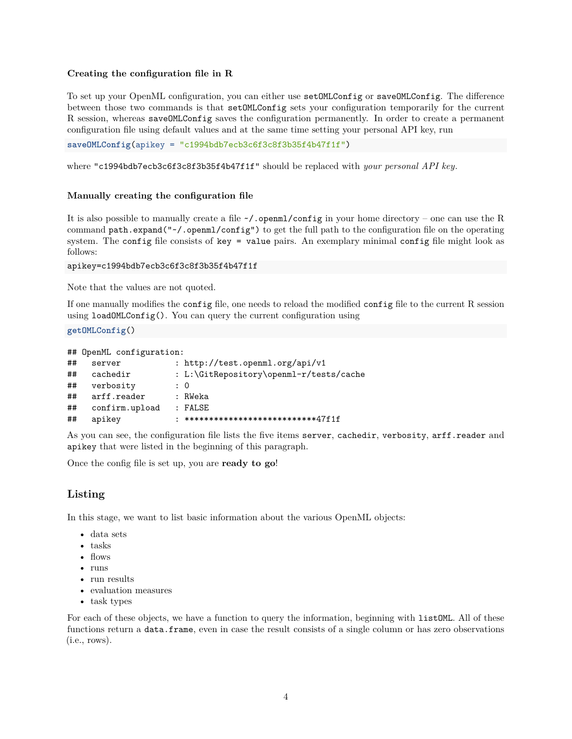### Creating the configuration file in R

To set up your OpenML configuration, you can either use `setOMLConfig` or `saveOMLConfig`. The difference between those two commands is that `setOMLConfig` sets your configuration temporarily for the current R session, whereas `saveOMLConfig` saves the configuration permanently. In order to create a permanent configuration file using default values and at the same time setting your personal API key, run

```
saveOMLConfig(apikey = "c1994bdb7ecb3c6f3c8f3b35f4b47f1f")
```

where `"c1994bdb7ecb3c6f3c8f3b35f4b47f1f"` should be replaced with *your personal API key*.

### Manually creating the configuration file

It is also possible to manually create a file `~/.openml/config` in your home directory – one can use the R command `path.expand("~/.openml/config")` to get the full path to the configuration file on the operating system. The `config` file consists of `key = value` pairs. An exemplary minimal `config` file might look as follows:

```
apikey=c1994bdb7ecb3c6f3c8f3b35f4b47f1f
```

Note that the values are not quoted.

If one manually modifies the `config` file, one needs to reload the modified `config` file to the current R session using `loadOMLConfig()`. You can query the current configuration using

```
getOMLConfig()
```

```
## OpenML configuration:
##   server           : http://test.openml.org/api/v1
##   cachedir         : L:\GitRepository\openml-r/tests/cache
##   verbosity        : 0
##   arff.reader      : RWeka
##   confirm.upload   : FALSE
##   apikey           : ***************************47f1f
```

As you can see, the configuration file lists the five items `server`, `cachedir`, `verbosity`, `arff.reader` and `apikey` that were listed in the beginning of this paragraph.

Once the config file is set up, you are **ready to go**!

## Listing

In this stage, we want to list basic information about the various OpenML objects:

- data sets
- tasks
- flows
- runs
- run results
- evaluation measures
- task types

For each of these objects, we have a function to query the information, beginning with `listOML`. All of these functions return a `data.frame`, even in case the result consists of a single column or has zero observations (i.e., rows).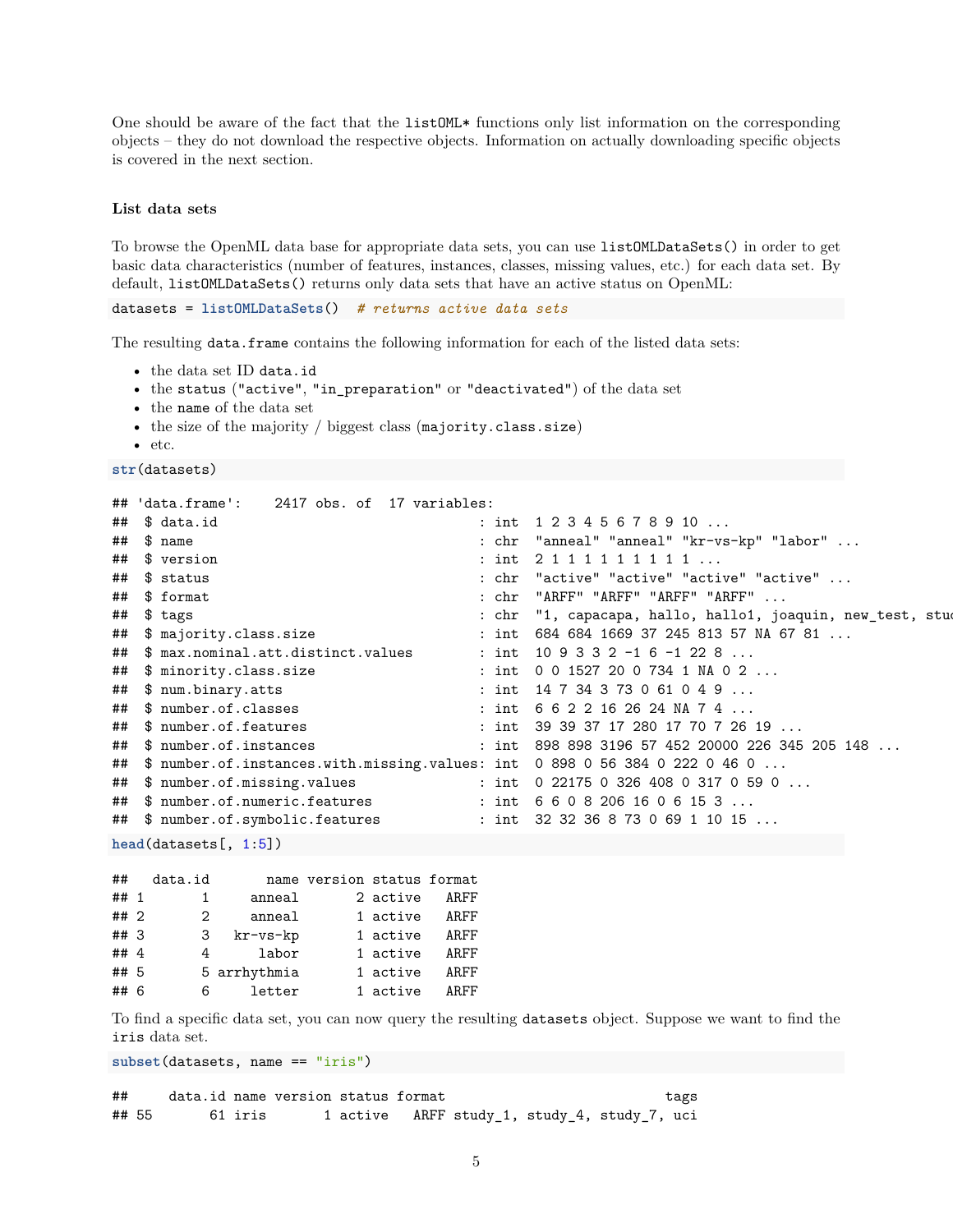One should be aware of the fact that the `listOML*` functions only list information on the corresponding objects – they do not download the respective objects. Information on actually downloading specific objects is covered in the next section.

### List data sets

To browse the OpenML data base for appropriate data sets, you can use `listOMLDataSets()` in order to get basic data characteristics (number of features, instances, classes, missing values, etc.) for each data set. By default, `listOMLDataSets()` returns only data sets that have an active status on OpenML:

```
datasets = listOMLDataSets()  # returns active data sets
```

The resulting `data.frame` contains the following information for each of the listed data sets:

- the data set ID `data.id`
- the `status` ("active", "in_preparation" or "deactivated") of the data set
- the `name` of the data set
- the size of the majority / biggest class (`majority.class.size`)
- etc.

```
str(datasets)
```

```
## 'data.frame':    2417 obs. of  17 variables:
##  $ data.id                                : int  1 2 3 4 5 6 7 8 9 10 ...
##  $ name                                   : chr  "anneal" "anneal" "kr-vs-kp" "labor" ...
##  $ version                                : int  2 1 1 1 1 1 1 1 1 1 ...
##  $ status                                 : chr  "active" "active" "active" "active" ...
##  $ format                                 : chr  "ARFF" "ARFF" "ARFF" "ARFF" ...
##  $ tags                                   : chr  "1, capacapa, hallo, hallo1, joaquin, new_test, stuc
##  $ majority.class.size                    : int  684 684 1669 37 245 813 57 NA 67 81 ...
##  $ max.nominal.att.distinct.values        : int  10 9 3 3 2 -1 6 -1 22 8 ...
##  $ minority.class.size                    : int  0 0 1527 20 0 734 1 NA 0 2 ...
##  $ num.binary.atts                        : int  14 7 34 3 73 0 61 0 4 9 ...
##  $ number.of.classes                      : int  6 6 2 2 16 26 24 NA 7 4 ...
##  $ number.of.features                     : int  39 39 37 17 280 17 70 7 26 19 ...
##  $ number.of.instances                    : int  898 898 3196 57 452 20000 226 345 205 148 ...
##  $ number.of.instances.with.missing.values: int  0 898 0 56 384 0 222 0 46 0 ...
##  $ number.of.missing.values               : int  0 22175 0 326 408 0 317 0 59 0 ...
##  $ number.of.numeric.features             : int  6 6 0 8 206 16 0 6 15 3 ...
##  $ number.of.symbolic.features            : int  32 32 36 8 73 0 69 1 10 15 ...
```

```
head(datasets[, 1:5])
```

```
##   data.id       name version status format
## 1       1     anneal       2 active   ARFF
## 2       2     anneal       1 active   ARFF
## 3       3   kr-vs-kp       1 active   ARFF
## 4       4      labor       1 active   ARFF
## 5       5 arrhythmia       1 active   ARFF
## 6       6     letter       1 active   ARFF
```

To find a specific data set, you can now query the resulting `datasets` object. Suppose we want to find the `iris` data set.

```
subset(datasets, name == "iris")
```

```
##     data.id name version status format                           tags
## 55       61 iris       1 active   ARFF study_1, study_4, study_7, uci
```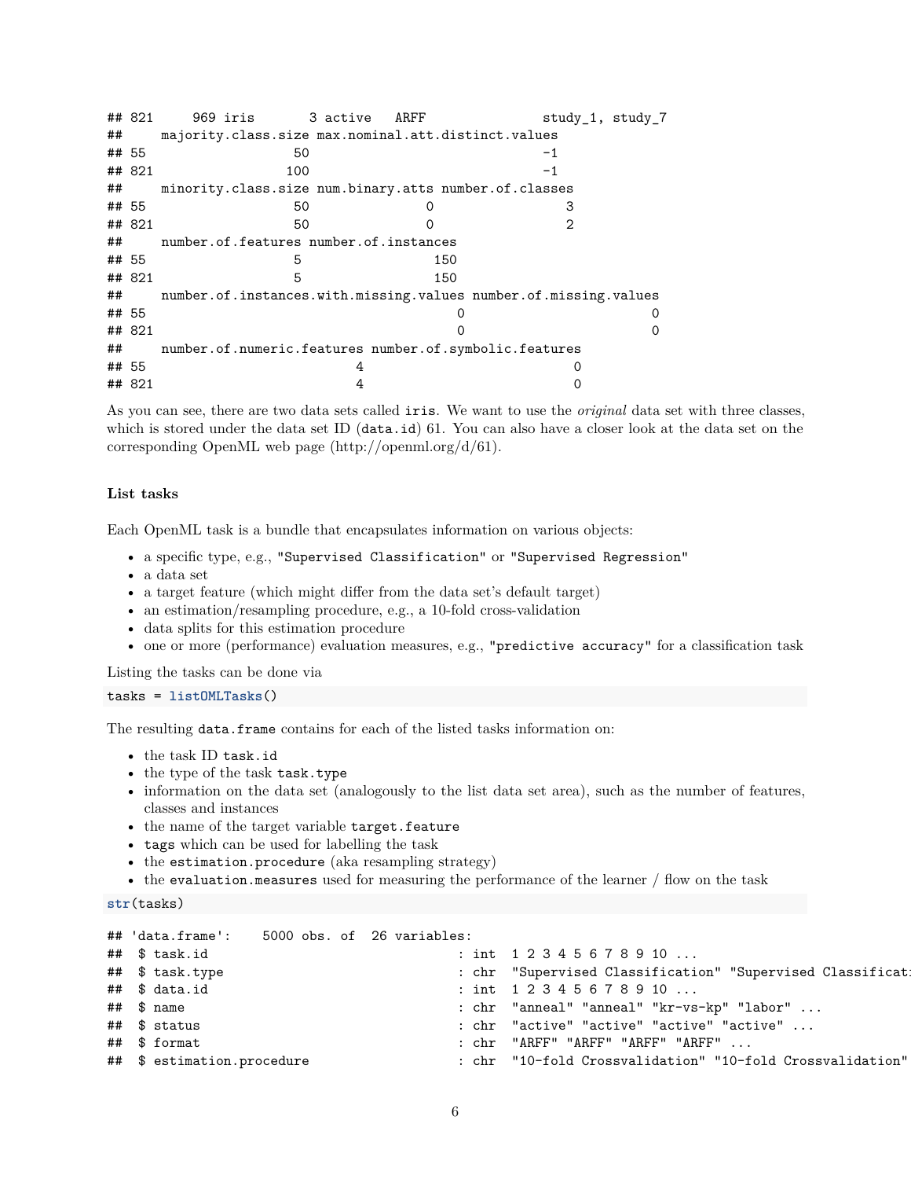```
## 821     969 iris       3 active   ARFF               study_1, study_7
##     majority.class.size max.nominal.att.distinct.values
## 55                   50                              -1
## 821                 100                              -1
##     minority.class.size num.binary.atts number.of.classes
## 55                   50               0                 3
## 821                  50               0                 2
##     number.of.features number.of.instances
## 55                   5                 150
## 821                  5                 150
##     number.of.instances.with.missing.values number.of.missing.values
## 55                                        0                        0
## 821                                       0                        0
##     number.of.numeric.features number.of.symbolic.features
## 55                           4                           0
## 821                          4                           0
```

As you can see, there are two data sets called `iris`. We want to use the *original* data set with three classes, which is stored under the data set ID (`data.id`) 61. You can also have a closer look at the data set on the corresponding OpenML web page (http://openml.org/d/61).

#### List tasks

Each OpenML task is a bundle that encapsulates information on various objects:

- a specific type, e.g., `"Supervised Classification"` or `"Supervised Regression"`
- a data set
- a target feature (which might differ from the data set's default target)
- an estimation/resampling procedure, e.g., a 10-fold cross-validation
- data splits for this estimation procedure
- one or more (performance) evaluation measures, e.g., `"predictive accuracy"` for a classification task

Listing the tasks can be done via

```
tasks = listOMLTasks()
```

The resulting `data.frame` contains for each of the listed tasks information on:

- the task ID `task.id`
- the type of the task `task.type`
- information on the data set (analogously to the list data set area), such as the number of features, classes and instances
- the name of the target variable `target.feature`
- `tags` which can be used for labelling the task
- the `estimation.procedure` (aka resampling strategy)
- the `evaluation.measures` used for measuring the performance of the learner / flow on the task

```
str(tasks)
```

```
## 'data.frame':    5000 obs. of  26 variables:
##  $ task.id                                : int  1 2 3 4 5 6 7 8 9 10 ...
##  $ task.type                              : chr  "Supervised Classification" "Supervised Classificat
##  $ data.id                                : int  1 2 3 4 5 6 7 8 9 10 ...
##  $ name                                   : chr  "anneal" "anneal" "kr-vs-kp" "labor" ...
##  $ status                                 : chr  "active" "active" "active" "active" ...
##  $ format                                 : chr  "ARFF" "ARFF" "ARFF" "ARFF" ...
##  $ estimation.procedure                   : chr  "10-fold Crossvalidation" "10-fold Crossvalidation"
```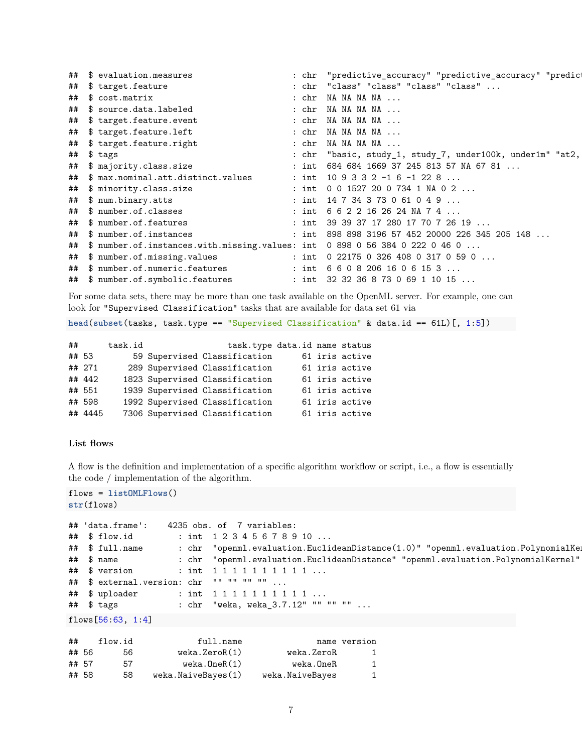```
##  $ evaluation.measures                   : chr  "predictive_accuracy" "predictive_accuracy" "predict
##  $ target.feature                        : chr  "class" "class" "class" "class" ...
##  $ cost.matrix                           : chr  NA NA NA NA ...
##  $ source.data.labeled                   : chr  NA NA NA NA ...
##  $ target.feature.event                  : chr  NA NA NA NA ...
##  $ target.feature.left                   : chr  NA NA NA NA ...
##  $ target.feature.right                  : chr  NA NA NA NA ...
##  $ tags                                  : chr  "basic, study_1, study_7, under100k, under1m" "at2,
##  $ majority.class.size                   : int  684 684 1669 37 245 813 57 NA 67 81 ...
##  $ max.nominal.att.distinct.values       : int  10 9 3 3 2 -1 6 -1 22 8 ...
##  $ minority.class.size                   : int  0 0 1527 20 0 734 1 NA 0 2 ...
##  $ num.binary.atts                       : int  14 7 34 3 73 0 61 0 4 9 ...
##  $ number.of.classes                     : int  6 6 2 2 16 26 24 NA 7 4 ...
##  $ number.of.features                    : int  39 39 37 17 280 17 70 7 26 19 ...
##  $ number.of.instances                   : int  898 898 3196 57 452 20000 226 345 205 148 ...
##  $ number.of.instances.with.missing.values: int  0 898 0 56 384 0 222 0 46 0 ...
##  $ number.of.missing.values              : int  0 22175 0 326 408 0 317 0 59 0 ...
##  $ number.of.numeric.features            : int  6 6 0 8 206 16 0 6 15 3 ...
##  $ number.of.symbolic.features           : int  32 32 36 8 73 0 69 1 10 15 ...
```

For some data sets, there may be more than one task available on the OpenML server. For example, one can look for "Supervised Classification" tasks that are available for data set 61 via

```
head(subset(tasks, task.type == "Supervised Classification" & data.id == 61L)[, 1:5])
```

```
##      task.id                 task.type data.id name status
## 53        59 Supervised Classification      61 iris active
## 271      289 Supervised Classification      61 iris active
## 442     1823 Supervised Classification      61 iris active
## 551     1939 Supervised Classification      61 iris active
## 598     1992 Supervised Classification      61 iris active
## 4445    7306 Supervised Classification      61 iris active
```

#### List flows

A flow is the definition and implementation of a specific algorithm workflow or script, i.e., a flow is essentially the code / implementation of the algorithm.

```
flows = listOMLFlows()
str(flows)
```

```
## 'data.frame':    4235 obs. of  7 variables:
##  $ flow.id         : int  1 2 3 4 5 6 7 8 9 10 ...
##  $ full.name       : chr  "openml.evaluation.EuclideanDistance(1.0)" "openml.evaluation.PolynomialKer
##  $ name            : chr  "openml.evaluation.EuclideanDistance" "openml.evaluation.PolynomialKernel"
##  $ version         : int  1 1 1 1 1 1 1 1 1 1 ...
##  $ external.version: chr  "" "" "" "" ...
##  $ uploader        : int  1 1 1 1 1 1 1 1 1 1 ...
##  $ tags            : chr  "weka, weka_3.7.12" "" "" "" ...
```

```
flows[56:63, 1:4]
```

```
##    flow.id             full.name               name version
## 56      56         weka.ZeroR(1)         weka.ZeroR       1
## 57      57          weka.OneR(1)          weka.OneR       1
## 58      58    weka.NaiveBayes(1)    weka.NaiveBayes       1
```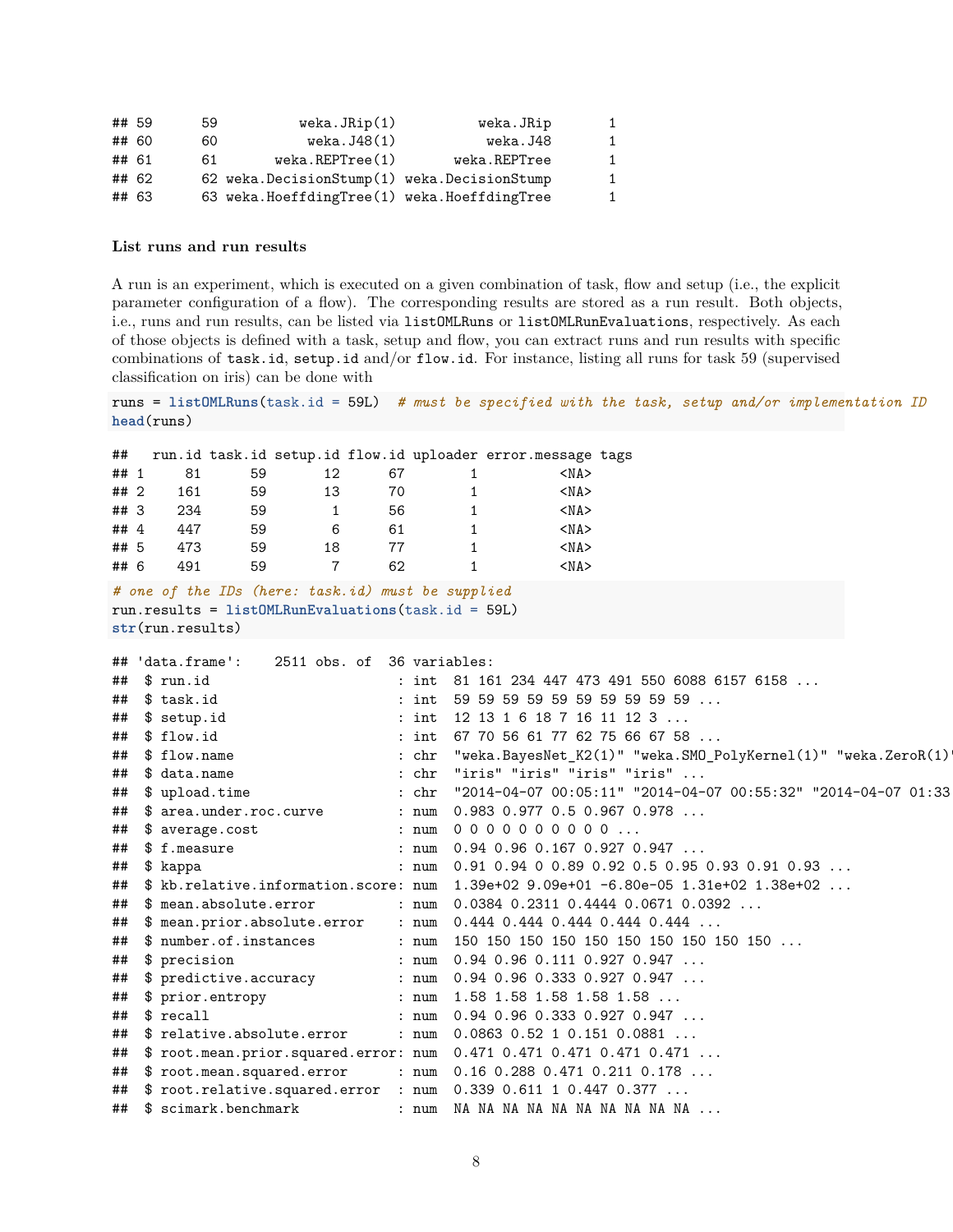```
## 59      59          weka.JRip(1)          weka.JRip       1
## 60      60           weka.J48(1)           weka.J48       1
## 61      61       weka.REPTree(1)       weka.REPTree       1
## 62      62 weka.DecisionStump(1) weka.DecisionStump       1
## 63      63 weka.HoeffdingTree(1) weka.HoeffdingTree       1
```

### List runs and run results

A run is an experiment, which is executed on a given combination of task, flow and setup (i.e., the explicit parameter configuration of a flow). The corresponding results are stored as a run result. Both objects, i.e., runs and run results, can be listed via `listOMLRuns` or `listOMLRunEvaluations`, respectively. As each of those objects is defined with a task, setup and flow, you can extract runs and run results with specific combinations of `task.id`, `setup.id` and/or `flow.id`. For instance, listing all runs for task 59 (supervised classification on iris) can be done with

```
runs = listOMLRuns(task.id = 59L)  # must be specified with the task, setup and/or implementation ID
head(runs)
```

```
##   run.id task.id setup.id flow.id uploader error.message tags
## 1     81      59       12      67        1          <NA>
## 2    161      59       13      70        1          <NA>
## 3    234      59        1      56        1          <NA>
## 4    447      59        6      61        1          <NA>
## 5    473      59       18      77        1          <NA>
## 6    491      59        7      62        1          <NA>
```

```
# one of the IDs (here: task.id) must be supplied
run.results = listOMLRunEvaluations(task.id = 59L)
str(run.results)
```

```
## 'data.frame':    2511 obs. of  36 variables:
##  $ run.id                       : int  81 161 234 447 473 491 550 6088 6157 6158 ...
##  $ task.id                      : int  59 59 59 59 59 59 59 59 59 59 ...
##  $ setup.id                     : int  12 13 1 6 18 7 16 11 12 3 ...
##  $ flow.id                      : int  67 70 56 61 77 62 75 66 67 58 ...
##  $ flow.name                    : chr  "weka.BayesNet_K2(1)" "weka.SMO_PolyKernel(1)" "weka.ZeroR(1)"
##  $ data.name                    : chr  "iris" "iris" "iris" "iris" ...
##  $ upload.time                  : chr  "2014-04-07 00:05:11" "2014-04-07 00:55:32" "2014-04-07 01:33
##  $ area.under.roc.curve         : num  0.983 0.977 0.5 0.967 0.978 ...
##  $ average.cost                 : num  0 0 0 0 0 0 0 0 0 0 ...
##  $ f.measure                    : num  0.94 0.96 0.167 0.927 0.947 ...
##  $ kappa                        : num  0.91 0.94 0 0.89 0.92 0.5 0.95 0.93 0.91 0.93 ...
##  $ kb.relative.information.score: num  1.39e+02 9.09e+01 -6.80e-05 1.31e+02 1.38e+02 ...
##  $ mean.absolute.error          : num  0.0384 0.2311 0.4444 0.0671 0.0392 ...
##  $ mean.prior.absolute.error    : num  0.444 0.444 0.444 0.444 0.444 ...
##  $ number.of.instances          : num  150 150 150 150 150 150 150 150 150 150 ...
##  $ precision                    : num  0.94 0.96 0.111 0.927 0.947 ...
##  $ predictive.accuracy          : num  0.94 0.96 0.333 0.927 0.947 ...
##  $ prior.entropy                : num  1.58 1.58 1.58 1.58 1.58 ...
##  $ recall                       : num  0.94 0.96 0.333 0.927 0.947 ...
##  $ relative.absolute.error      : num  0.0863 0.52 1 0.151 0.0881 ...
##  $ root.mean.prior.squared.error: num  0.471 0.471 0.471 0.471 0.471 ...
##  $ root.mean.squared.error      : num  0.16 0.288 0.471 0.211 0.178 ...
##  $ root.relative.squared.error  : num  0.339 0.611 1 0.447 0.377 ...
##  $ scimark.benchmark            : num  NA NA NA NA NA NA NA NA NA NA ...
```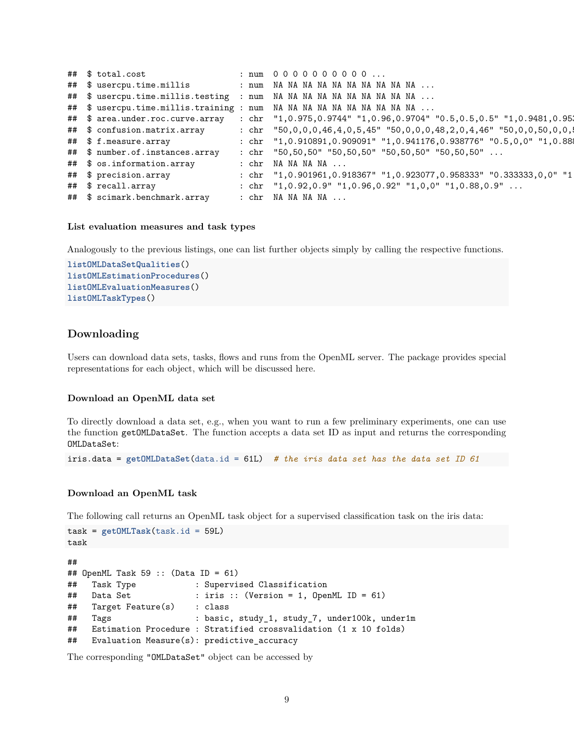```
##  $ total.cost                    : num  0 0 0 0 0 0 0 0 0 0 ...
##  $ usercpu.time.millis           : num  NA NA NA NA NA NA NA NA NA NA ...
##  $ usercpu.time.millis.testing   : num  NA NA NA NA NA NA NA NA NA NA ...
##  $ usercpu.time.millis.training  : num  NA NA NA NA NA NA NA NA NA NA ...
##  $ area.under.roc.curve.array    : chr  "1,0.975,0.9744" "1,0.96,0.9704" "0.5,0.5,0.5" "1,0.9481,0.95
##  $ confusion.matrix.array        : chr  "50,0,0,0,46,4,0,5,45" "50,0,0,0,48,2,0,4,46" "50,0,0,50,0,0,5
##  $ f.measure.array               : chr  "1,0.910891,0.909091" "1,0.941176,0.938776" "0.5,0,0" "1,0.888
##  $ number.of.instances.array     : chr  "50,50,50" "50,50,50" "50,50,50" "50,50,50" ...
##  $ os.information.array          : chr  NA NA NA NA ...
##  $ precision.array               : chr  "1,0.901961,0.918367" "1,0.923077,0.958333" "0.333333,0,0" "1
##  $ recall.array                  : chr  "1,0.92,0.9" "1,0.96,0.92" "1,0,0" "1,0.88,0.9" ...
##  $ scimark.benchmark.array       : chr  NA NA NA NA ...
```

#### List evaluation measures and task types

Analogously to the previous listings, one can list further objects simply by calling the respective functions.

```
listOMLDataSetQualities()
listOMLEstimationProcedures()
listOMLEvaluationMeasures()
listOMLTaskTypes()
```

### Downloading

Users can download data sets, tasks, flows and runs from the OpenML server. The package provides special representations for each object, which will be discussed here.

#### Download an OpenML data set

To directly download a data set, e.g., when you want to run a few preliminary experiments, one can use the function `getOMLDataSet`. The function accepts a data set ID as input and returns the corresponding `OMLDataSet`:

```
iris.data = getOMLDataSet(data.id = 61L)  # the iris data set has the data set ID 61
```

#### Download an OpenML task

The following call returns an OpenML task object for a supervised classification task on the iris data:

```
task = getOMLTask(task.id = 59L)
task
```

```
##
## OpenML Task 59 :: (Data ID = 61)
##   Task Type            : Supervised Classification
##   Data Set             : iris :: (Version = 1, OpenML ID = 61)
##   Target Feature(s)    : class
##   Tags                 : basic, study_1, study_7, under100k, under1m
##   Estimation Procedure : Stratified crossvalidation (1 x 10 folds)
##   Evaluation Measure(s): predictive_accuracy
```

The corresponding `"OMLDataSet"` object can be accessed by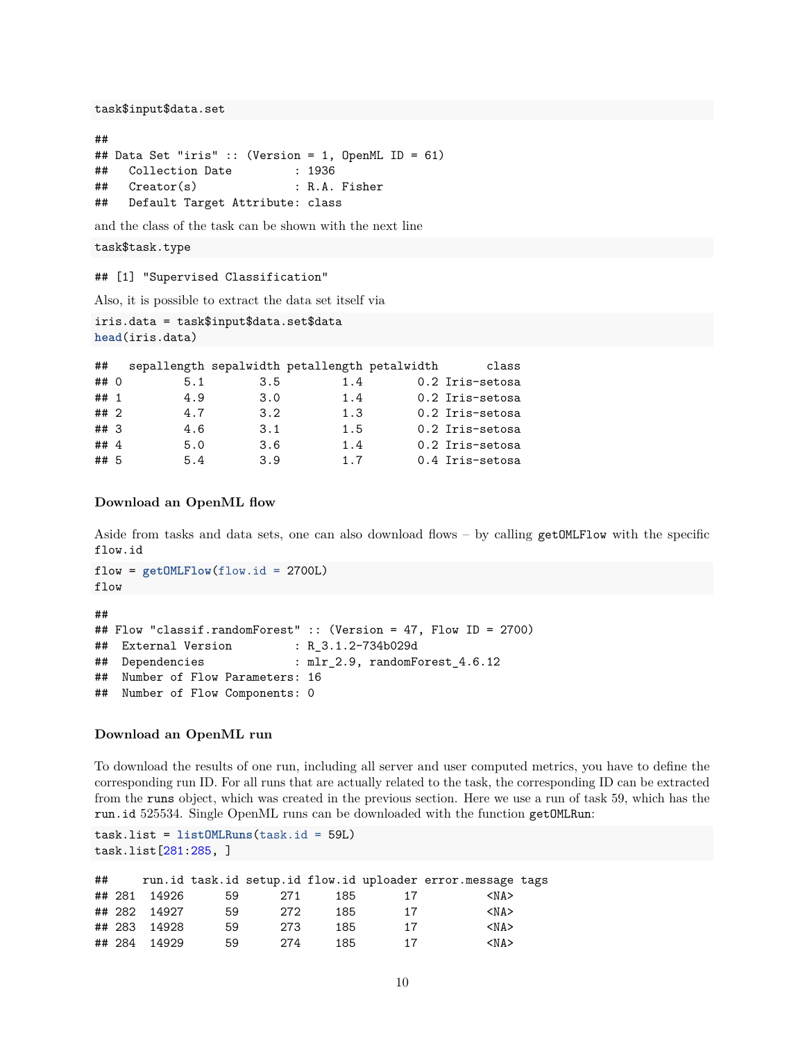```
task$input$data.set
```

```
##
## Data Set "iris" :: (Version = 1, OpenML ID = 61)
##   Collection Date         : 1936
##   Creator(s)              : R.A. Fisher
##   Default Target Attribute: class
```

and the class of the task can be shown with the next line

```
task$task.type
```

```
## [1] "Supervised Classification"
```

Also, it is possible to extract the data set itself via

```
iris.data = task$input$data.set$data
head(iris.data)
```

```
##   sepallength sepalwidth petallength petalwidth       class
## 0         5.1        3.5         1.4        0.2 Iris-setosa
## 1         4.9        3.0         1.4        0.2 Iris-setosa
## 2         4.7        3.2         1.3        0.2 Iris-setosa
## 3         4.6        3.1         1.5        0.2 Iris-setosa
## 4         5.0        3.6         1.4        0.2 Iris-setosa
## 5         5.4        3.9         1.7        0.4 Iris-setosa
```

#### Download an OpenML flow

Aside from tasks and data sets, one can also download flows – by calling `getOMLFlow` with the specific `flow.id`

```
flow = getOMLFlow(flow.id = 2700L)
flow
```

```
##
## Flow "classif.randomForest" :: (Version = 47, Flow ID = 2700)
##  External Version         : R_3.1.2-734b029d
##  Dependencies             : mlr_2.9, randomForest_4.6.12
##  Number of Flow Parameters: 16
##  Number of Flow Components: 0
```

#### Download an OpenML run

To download the results of one run, including all server and user computed metrics, you have to define the corresponding run ID. For all runs that are actually related to the task, the corresponding ID can be extracted from the `runs` object, which was created in the previous section. Here we use a run of task 59, which has the `run.id` 525534. Single OpenML runs can be downloaded with the function `getOMLRun`:

```
task.list = listOMLRuns(task.id = 59L)
task.list[281:285, ]
```

```
##     run.id task.id setup.id flow.id uploader error.message tags
## 281  14926      59      271     185       17          <NA>
## 282  14927      59      272     185       17          <NA>
## 283  14928      59      273     185       17          <NA>
## 284  14929      59      274     185       17          <NA>
```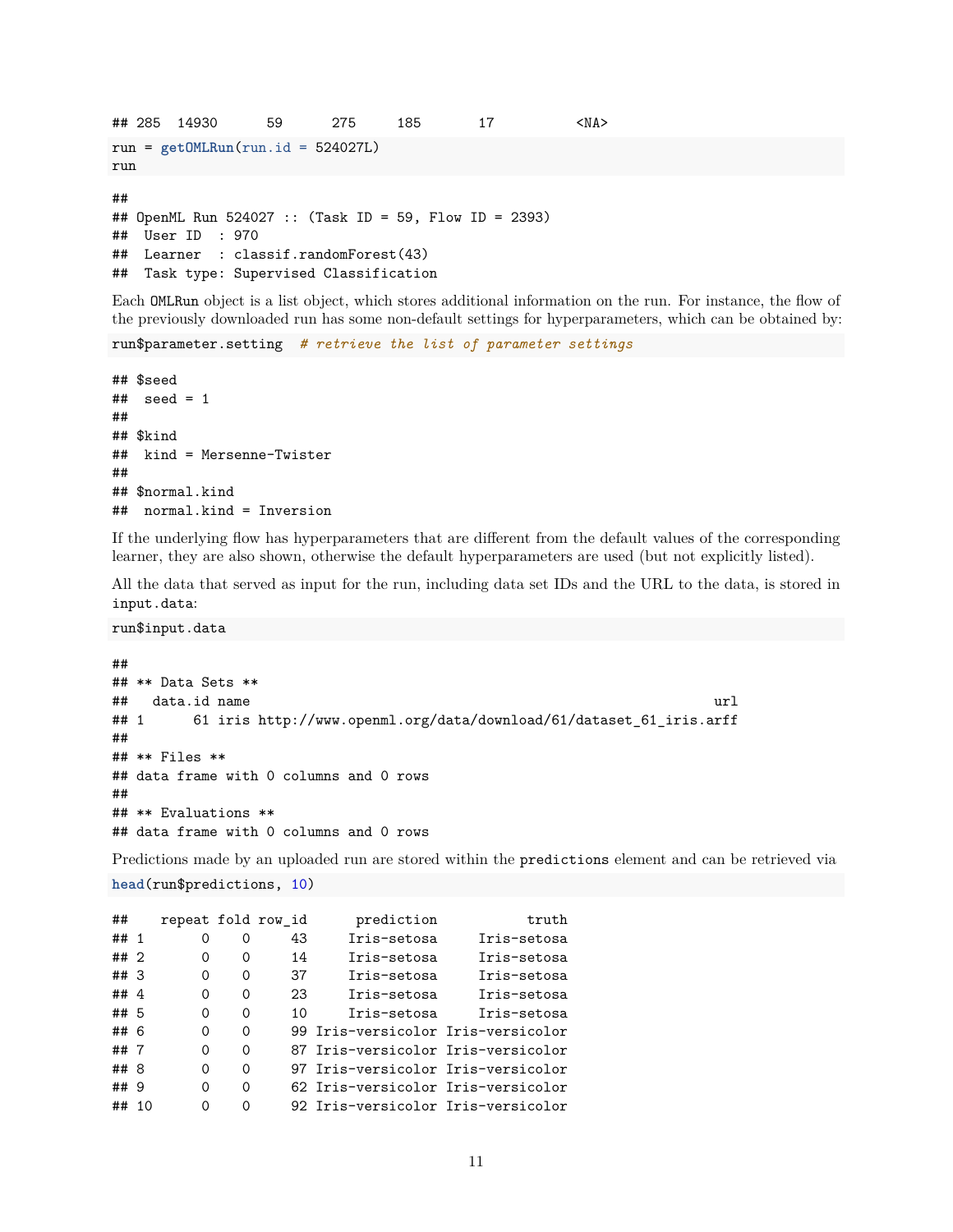```
## 285  14930      59      275     185       17           <NA>
```

```
run = getOMLRun(run.id = 524027L)
run
```

```
##
## OpenML Run 524027 :: (Task ID = 59, Flow ID = 2393)
##  User ID  : 970
##  Learner  : classif.randomForest(43)
##  Task type: Supervised Classification
```

Each `OMLRun` object is a list object, which stores additional information on the run. For instance, the flow of the previously downloaded run has some non-default settings for hyperparameters, which can be obtained by:

```
run$parameter.setting  # retrieve the list of parameter settings
```

```
## $seed
##  seed = 1
##
## $kind
##  kind = Mersenne-Twister
##
## $normal.kind
##  normal.kind = Inversion
```

If the underlying flow has hyperparameters that are different from the default values of the corresponding learner, they are also shown, otherwise the default hyperparameters are used (but not explicitly listed).

All the data that served as input for the run, including data set IDs and the URL to the data, is stored in `input.data`:

```
run$input.data
```

```
##
## ** Data Sets **
##   data.id name                                                        url
## 1      61 iris http://www.openml.org/data/download/61/dataset_61_iris.arff
##
## ** Files **
## data frame with 0 columns and 0 rows
##
## ** Evaluations **
## data frame with 0 columns and 0 rows
```

Predictions made by an uploaded run are stored within the `predictions` element and can be retrieved via

```
head(run$predictions, 10)
```

```
##    repeat fold row_id      prediction           truth
## 1       0    0     43     Iris-setosa     Iris-setosa
## 2       0    0     14     Iris-setosa     Iris-setosa
## 3       0    0     37     Iris-setosa     Iris-setosa
## 4       0    0     23     Iris-setosa     Iris-setosa
## 5       0    0     10     Iris-setosa     Iris-setosa
## 6       0    0     99 Iris-versicolor Iris-versicolor
## 7       0    0     87 Iris-versicolor Iris-versicolor
## 8       0    0     97 Iris-versicolor Iris-versicolor
## 9       0    0     62 Iris-versicolor Iris-versicolor
## 10      0    0     92 Iris-versicolor Iris-versicolor
```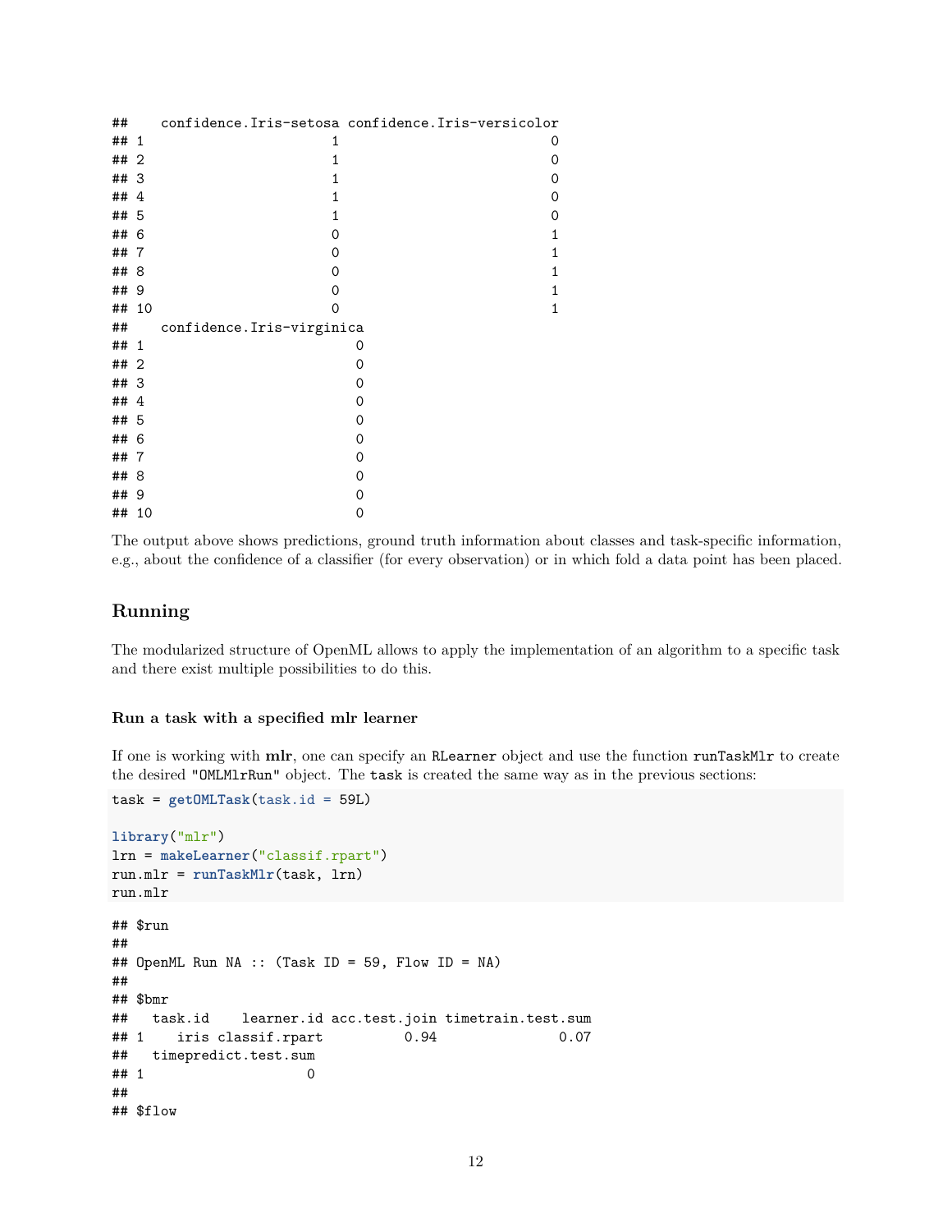```
##    confidence.Iris-setosa confidence.Iris-versicolor
## 1                       1                          0
## 2                       1                          0
## 3                       1                          0
## 4                       1                          0
## 5                       1                          0
## 6                       0                          1
## 7                       0                          1
## 8                       0                          1
## 9                       0                          1
## 10                      0                          1
##    confidence.Iris-virginica
## 1                          0
## 2                          0
## 3                          0
## 4                          0
## 5                          0
## 6                          0
## 7                          0
## 8                          0
## 9                          0
## 10                         0
```

The output above shows predictions, ground truth information about classes and task-specific information, e.g., about the confidence of a classifier (for every observation) or in which fold a data point has been placed.

## Running

The modularized structure of OpenML allows to apply the implementation of an algorithm to a specific task and there exist multiple possibilities to do this.

### Run a task with a specified mlr learner

If one is working with **mlr**, one can specify an `RLearner` object and use the function `runTaskMlr` to create the desired `"OMLMlrRun"` object. The `task` is created the same way as in the previous sections:

```
task = getOMLTask(task.id = 59L)

library("mlr")
lrn = makeLearner("classif.rpart")
run.mlr = runTaskMlr(task, lrn)
run.mlr
```

```
## $run
##
## OpenML Run NA :: (Task ID = 59, Flow ID = NA)
##
## $bmr
##   task.id    learner.id acc.test.join timetrain.test.sum
## 1    iris classif.rpart          0.94               0.07
##   timepredict.test.sum
## 1                    0
##
## $flow
```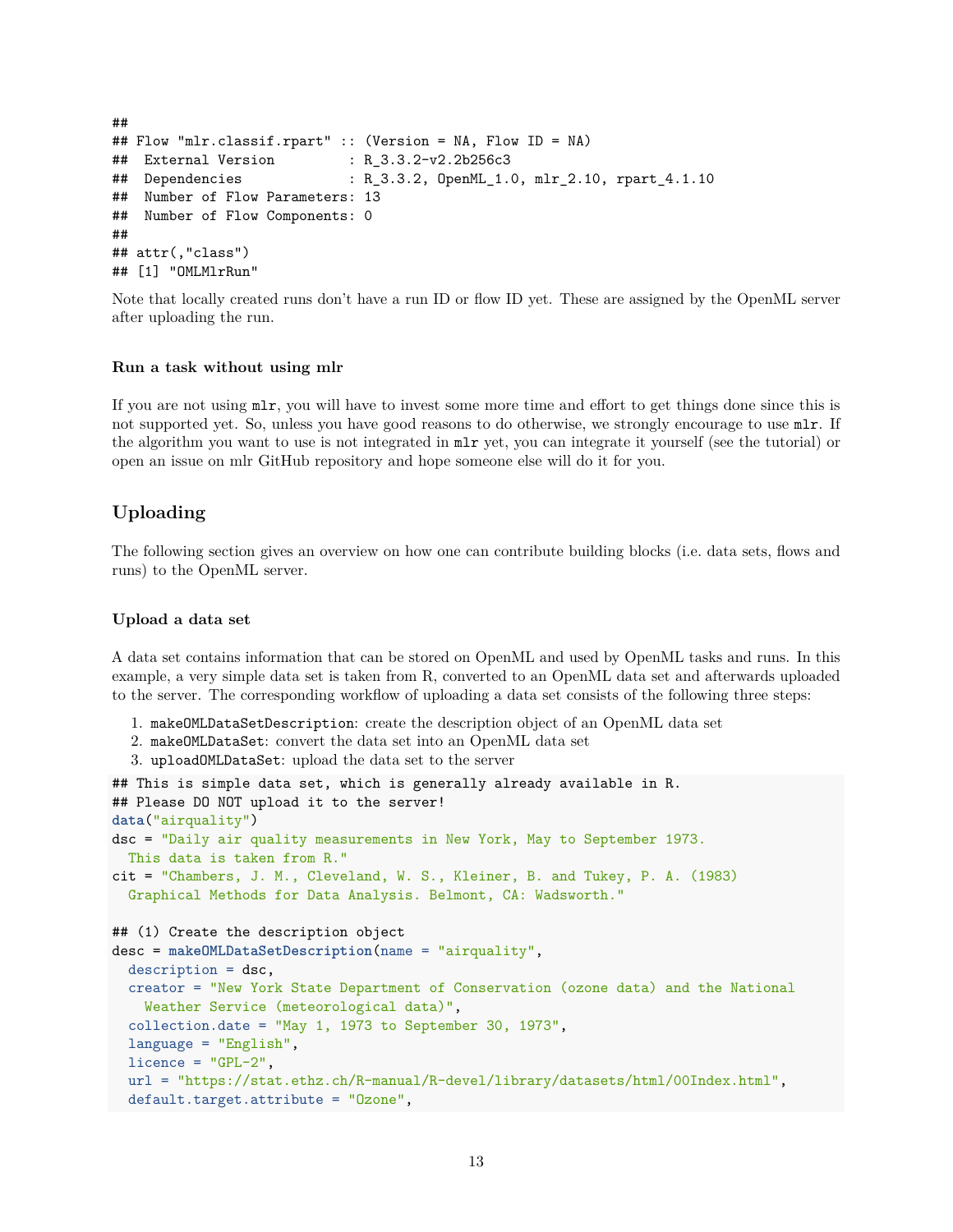```
##
## Flow "mlr.classif.rpart" :: (Version = NA, Flow ID = NA)
##  External Version         : R_3.3.2-v2.2b256c3
##  Dependencies             : R_3.3.2, OpenML_1.0, mlr_2.10, rpart_4.1.10
##  Number of Flow Parameters: 13
##  Number of Flow Components: 0
##
## attr(,"class")
## [1] "OMLMlrRun"
```

Note that locally created runs don't have a run ID or flow ID yet. These are assigned by the OpenML server after uploading the run.

#### Run a task without using mlr

If you are not using `mlr`, you will have to invest some more time and effort to get things done since this is not supported yet. So, unless you have good reasons to do otherwise, we strongly encourage to use `mlr`. If the algorithm you want to use is not integrated in `mlr` yet, you can integrate it yourself (see the tutorial) or open an issue on mlr GitHub repository and hope someone else will do it for you.

### Uploading

The following section gives an overview on how one can contribute building blocks (i.e. data sets, flows and runs) to the OpenML server.

#### Upload a data set

A data set contains information that can be stored on OpenML and used by OpenML tasks and runs. In this example, a very simple data set is taken from R, converted to an OpenML data set and afterwards uploaded to the server. The corresponding workflow of uploading a data set consists of the following three steps:

1. `makeOMLDataSetDescription`: create the description object of an OpenML data set
2. `makeOMLDataSet`: convert the data set into an OpenML data set
3. `uploadOMLDataSet`: upload the data set to the server

```
## This is simple data set, which is generally already available in R.
## Please DO NOT upload it to the server!
data("airquality")
dsc = "Daily air quality measurements in New York, May to September 1973.
  This data is taken from R."
cit = "Chambers, J. M., Cleveland, W. S., Kleiner, B. and Tukey, P. A. (1983)
  Graphical Methods for Data Analysis. Belmont, CA: Wadsworth."

## (1) Create the description object
desc = makeOMLDataSetDescription(name = "airquality",
  description = dsc,
  creator = "New York State Department of Conservation (ozone data) and the National
    Weather Service (meteorological data)",
  collection.date = "May 1, 1973 to September 30, 1973",
  language = "English",
  licence = "GPL-2",
  url = "https://stat.ethz.ch/R-manual/R-devel/library/datasets/html/00Index.html",
  default.target.attribute = "Ozone",
```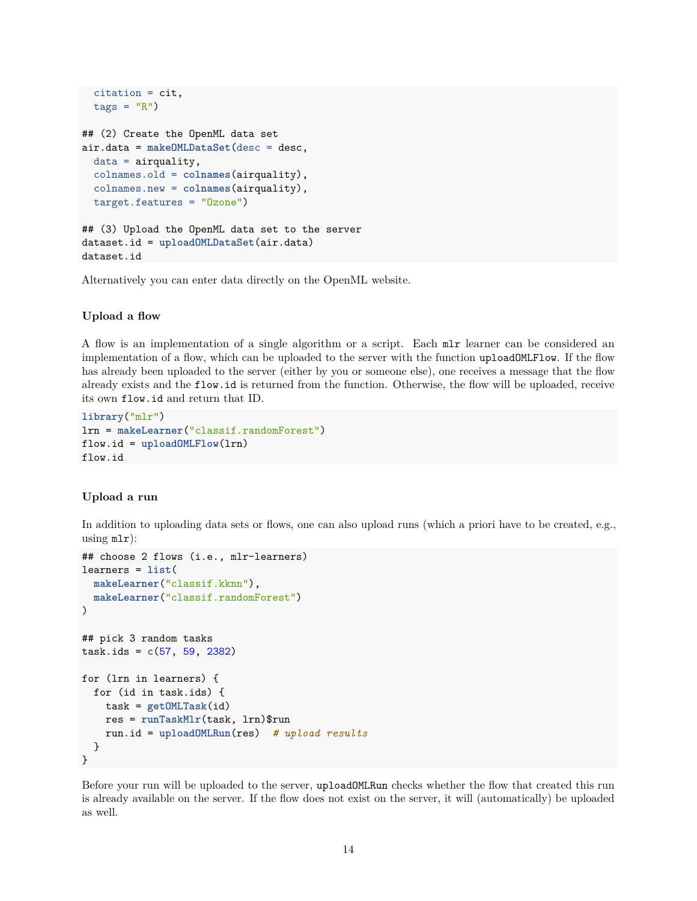```r
  citation = cit,
  tags = "R")

## (2) Create the OpenML data set
air.data = makeOMLDataSet(desc = desc,
  data = airquality,
  colnames.old = colnames(airquality),
  colnames.new = colnames(airquality),
  target.features = "Ozone")

## (3) Upload the OpenML data set to the server
dataset.id = uploadOMLDataSet(air.data)
dataset.id
```

Alternatively you can enter data directly on the OpenML website.

#### Upload a flow

A flow is an implementation of a single algorithm or a script. Each `mlr` learner can be considered an implementation of a flow, which can be uploaded to the server with the function `uploadOMLFlow`. If the flow has already been uploaded to the server (either by you or someone else), one receives a message that the flow already exists and the `flow.id` is returned from the function. Otherwise, the flow will be uploaded, receive its own `flow.id` and return that ID.

```r
library("mlr")
lrn = makeLearner("classif.randomForest")
flow.id = uploadOMLFlow(lrn)
flow.id
```

#### Upload a run

In addition to uploading data sets or flows, one can also upload runs (which a priori have to be created, e.g., using `mlr`):

```r
## choose 2 flows (i.e., mlr-learners)
learners = list(
  makeLearner("classif.kknn"),
  makeLearner("classif.randomForest")
)

## pick 3 random tasks
task.ids = c(57, 59, 2382)

for (lrn in learners) {
  for (id in task.ids) {
    task = getOMLTask(id)
    res = runTaskMlr(task, lrn)$run
    run.id = uploadOMLRun(res)  # upload results
  }
}
```

Before your run will be uploaded to the server, `uploadOMLRun` checks whether the flow that created this run is already available on the server. If the flow does not exist on the server, it will (automatically) be uploaded as well.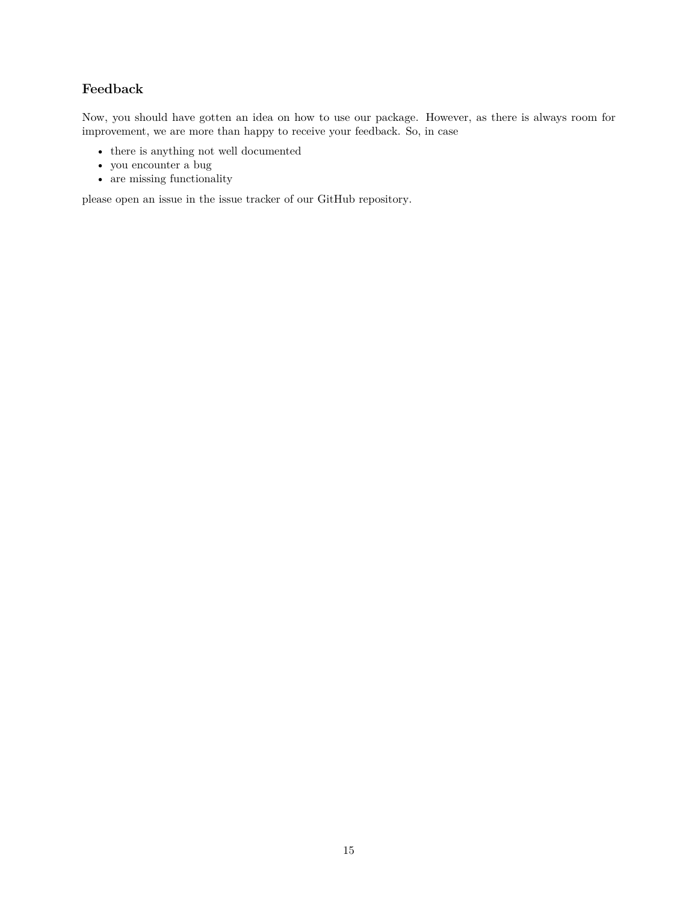## Feedback

Now, you should have gotten an idea on how to use our package. However, as there is always room for improvement, we are more than happy to receive your feedback. So, in case

- there is anything not well documented
- you encounter a bug
- are missing functionality

please open an issue in the issue tracker of our GitHub repository.